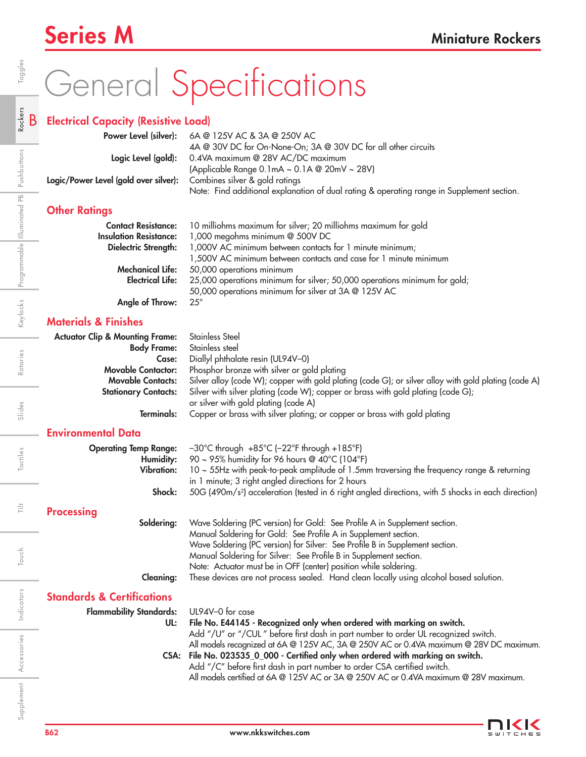# General Specifications

## Electrical Capacity (Resistive Load)

**Power Level (silver):** 6A @ 125V AC & 3A @ 250V AC
4A @ 30V DC for On-None-On; 3A @ 30V DC for all other circuits

**Logic Level (gold):** 0.4VA maximum @ 28V AC/DC maximum
(Applicable Range 0.1mA ~ 0.1A @ 20mV ~ 28V)

**Logic/Power Level (gold over silver):** Combines silver & gold ratings
Note: Find additional explanation of dual rating & operating range in Supplement section.

## Other Ratings

**Contact Resistance:** 10 milliohms maximum for silver; 20 milliohms maximum for gold

**Insulation Resistance:** 1,000 megohms minimum @ 500V DC

**Dielectric Strength:** 1,000V AC minimum between contacts for 1 minute minimum;
1,500V AC minimum between contacts and case for 1 minute minimum

**Mechanical Life:** 50,000 operations minimum

**Electrical Life:** 25,000 operations minimum for silver; 50,000 operations minimum for gold;
50,000 operations minimum for silver at 3A @ 125V AC

**Angle of Throw:** 25°

## Materials & Finishes

**Actuator Clip & Mounting Frame:** Stainless Steel

**Body Frame:** Stainless steel

**Case:** Diallyl phthalate resin (UL94V–0)

**Movable Contactor:** Phosphor bronze with silver or gold plating

**Movable Contacts:** Silver alloy (code W); copper with gold plating (code G); or silver alloy with gold plating (code A)

**Stationary Contacts:** Silver with silver plating (code W); copper or brass with gold plating (code G);
or silver with gold plating (code A)

**Terminals:** Copper or brass with silver plating; or copper or brass with gold plating

## Environmental Data

**Operating Temp Range:** –30°C through +85°C (–22°F through +185°F)

**Humidity:** 90 ~ 95% humidity for 96 hours @ 40°C (104°F)

**Vibration:** 10 ~ 55Hz with peak-to-peak amplitude of 1.5mm traversing the frequency range & returning in 1 minute; 3 right angled directions for 2 hours

**Shock:** 50G (490m/s$^2$) acceleration (tested in 6 right angled directions, with 5 shocks in each direction)

## Processing

**Soldering:** Wave Soldering (PC version) for Gold: See Profile A in Supplement section.
Manual Soldering for Gold: See Profile A in Supplement section.
Wave Soldering (PC version) for Silver: See Profile B in Supplement section.
Manual Soldering for Silver: See Profile B in Supplement section.
Note: Actuator must be in OFF (center) position while soldering.

**Cleaning:** These devices are not process sealed. Hand clean locally using alcohol based solution.

## Standards & Certifications

**Flammability Standards:** UL94V–0 for case

**UL:** **File No. E44145 - Recognized only when ordered with marking on switch.**
Add "/U" or "/CUL" before first dash in part number to order UL recognized switch.
All models recognized at 6A @ 125V AC, 3A @ 250V AC or 0.4VA maximum @ 28V DC maximum.

**CSA:** **File No. 023535_0_000 - Certified only when ordered with marking on switch.**
Add "/C" before first dash in part number to order CSA certified switch.
All models certified at 6A @ 125V AC or 3A @ 250V AC or 0.4VA maximum @ 28V maximum.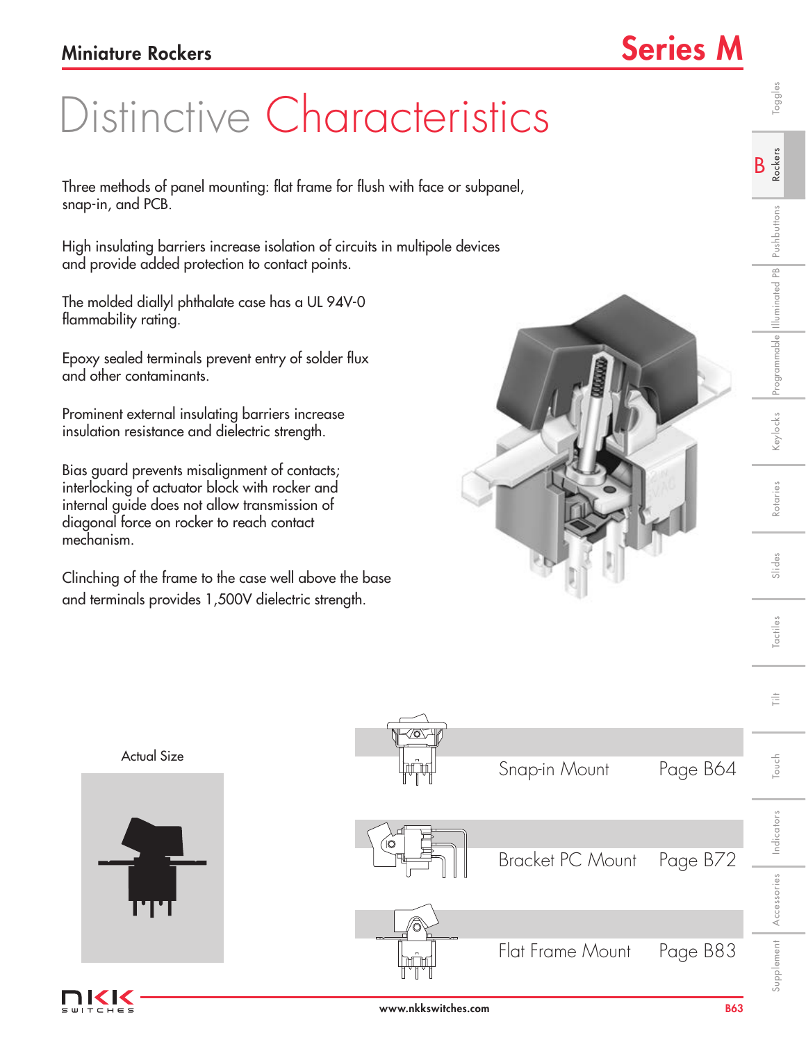# Distinctive Characteristics

Three methods of panel mounting: flat frame for flush with face or subpanel, snap-in, and PCB.

High insulating barriers increase isolation of circuits in multipole devices and provide added protection to contact points.

The molded diallyl phthalate case has a UL 94V-0 flammability rating.

Epoxy sealed terminals prevent entry of solder flux and other contaminants.

Prominent external insulating barriers increase insulation resistance and dielectric strength.

Bias guard prevents misalignment of contacts; interlocking of actuator block with rocker and internal guide does not allow transmission of diagonal force on rocker to reach contact mechanism.

Clinching of the frame to the case well above the base and terminals provides 1,500V dielectric strength.

Actual Size

| | |
|---|---|
| Snap-in Mount | Page B64 |
| Bracket PC Mount | Page B72 |
| Flat Frame Mount | Page B83 |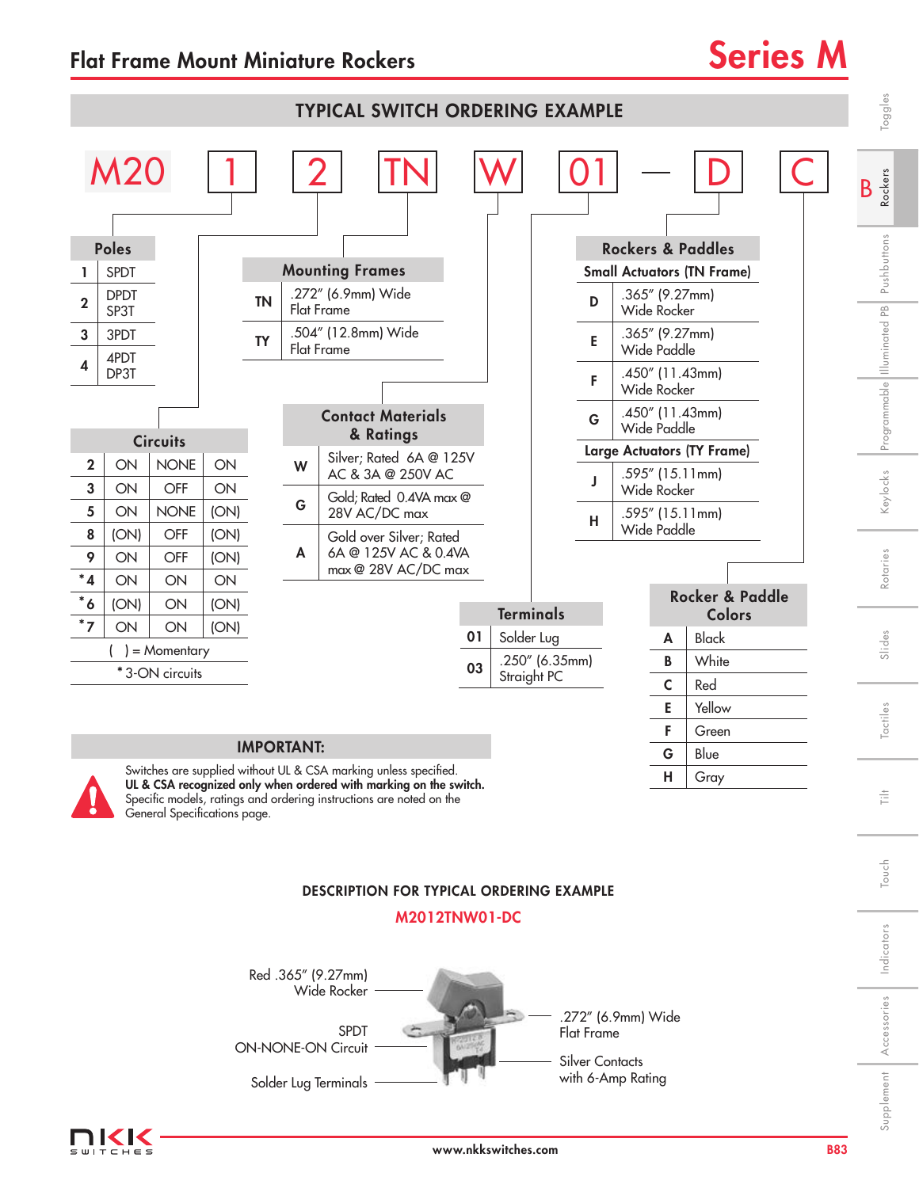# Flat Frame Mount Miniature Rockers

## Series M

### TYPICAL SWITCH ORDERING EXAMPLE

M20 | 1 | 2 | TN | W | 01 — D | C

**Poles**

| | |
|---|---|
| 1 | SPDT |
| 2 | DPDT SP3T |
| 3 | 3PDT |
| 4 | 4PDT DP3T |

**Circuits**

| | | | |
|---|---|---|---|
| 2 | ON | NONE | ON |
| 3 | ON | OFF | ON |
| 5 | ON | NONE | (ON) |
| 8 | (ON) | OFF | (ON) |
| 9 | ON | OFF | (ON) |
| *4 | ON | ON | ON |
| *6 | (ON) | ON | (ON) |
| *7 | ON | ON | (ON) |

( ) = Momentary

* 3-ON circuits

**Mounting Frames**

| | |
|---|---|
| TN | .272″ (6.9mm) Wide Flat Frame |
| TY | .504″ (12.8mm) Wide Flat Frame |

**Contact Materials & Ratings**

| | |
|---|---|
| W | Silver; Rated 6A @ 125V AC & 3A @ 250V AC |
| G | Gold; Rated 0.4VA max @ 28V AC/DC max |
| A | Gold over Silver; Rated 6A @ 125V AC & 0.4VA max @ 28V AC/DC max |

**Terminals**

| | |
|---|---|
| 01 | Solder Lug |
| 03 | .250″ (6.35mm) Straight PC |

**Rockers & Paddles**

| | |
|---|---|
| **Small Actuators (TN Frame)** | |
| D | .365″ (9.27mm) Wide Rocker |
| E | .365″ (9.27mm) Wide Paddle |
| F | .450″ (11.43mm) Wide Rocker |
| G | .450″ (11.43mm) Wide Paddle |
| **Large Actuators (TY Frame)** | |
| J | .595″ (15.11mm) Wide Rocker |
| H | .595″ (15.11mm) Wide Paddle |

**Rocker & Paddle Colors**

| | |
|---|---|
| A | Black |
| B | White |
| C | Red |
| E | Yellow |
| F | Green |
| G | Blue |
| H | Gray |

**IMPORTANT:**

Switches are supplied without UL & CSA marking unless specified.
**UL & CSA recognized only when ordered with marking on the switch.**
Specific models, ratings and ordering instructions are noted on the General Specifications page.

### DESCRIPTION FOR TYPICAL ORDERING EXAMPLE

**M2012TNW01-DC**

- Red .365″ (9.27mm) Wide Rocker
- SPDT ON-NONE-ON Circuit
- Solder Lug Terminals
- .272″ (6.9mm) Wide Flat Frame
- Silver Contacts with 6-Amp Rating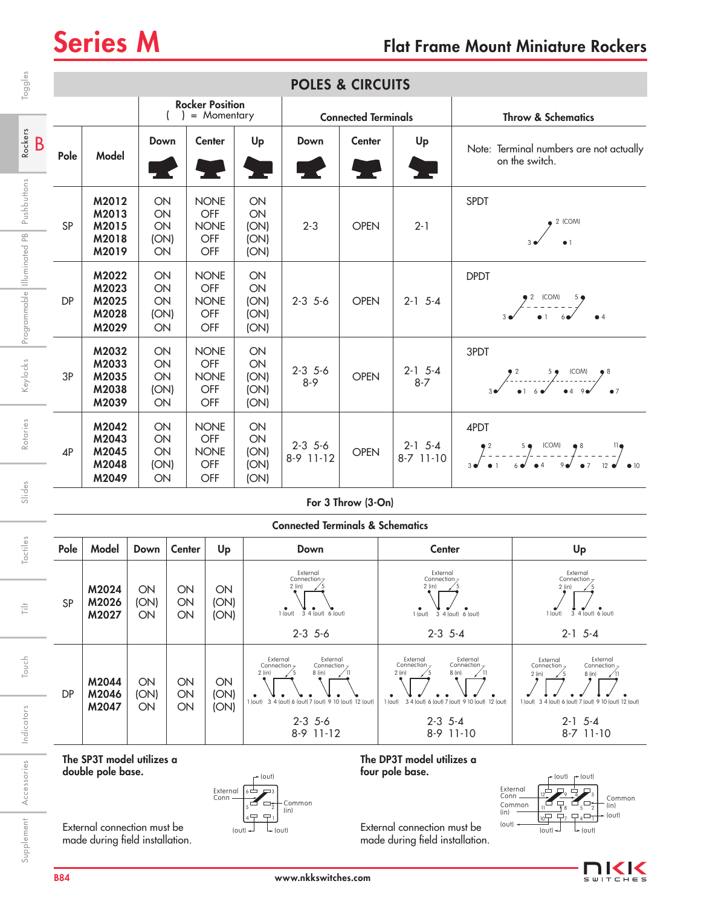# Series M

## Flat Frame Mount Miniature Rockers

## POLES & CIRCUITS

| Pole | Model | Rocker Position ( ) = Momentary: Down | Center | Up | Connected Terminals: Down | Center | Up | Throw & Schematics |
|---|---|---|---|---|---|---|---|---|
| | | | | | | | | Note: Terminal numbers are not actually on the switch. |
| SP | M2012<br>M2013<br>M2015<br>M2018<br>M2019 | ON<br>ON<br>ON<br>(ON)<br>ON | NONE<br>OFF<br>NONE<br>OFF<br>OFF | ON<br>ON<br>(ON)<br>(ON)<br>(ON) | 2-3 | OPEN | 2-1 | SPDT |
| DP | M2022<br>M2023<br>M2025<br>M2028<br>M2029 | ON<br>ON<br>ON<br>(ON)<br>ON | NONE<br>OFF<br>NONE<br>OFF<br>OFF | ON<br>ON<br>(ON)<br>(ON)<br>(ON) | 2-3 5-6 | OPEN | 2-1 5-4 | DPDT |
| 3P | M2032<br>M2033<br>M2035<br>M2038<br>M2039 | ON<br>ON<br>ON<br>(ON)<br>ON | NONE<br>OFF<br>NONE<br>OFF<br>OFF | ON<br>ON<br>(ON)<br>(ON)<br>(ON) | 2-3 5-6<br>8-9 | OPEN | 2-1 5-4<br>8-7 | 3PDT |
| 4P | M2042<br>M2043<br>M2045<br>M2048<br>M2049 | ON<br>ON<br>ON<br>(ON)<br>ON | NONE<br>OFF<br>NONE<br>OFF<br>OFF | ON<br>ON<br>(ON)<br>(ON)<br>(ON) | 2-3 5-6<br>8-9 11-12 | OPEN | 2-1 5-4<br>8-7 11-10 | 4PDT |

### For 3 Throw (3-On)

| Pole | Model | Down | Center | Up | Connected Terminals & Schematics: Down | Center | Up |
|---|---|---|---|---|---|---|---|
| SP | M2024<br>M2026<br>M2027 | ON<br>(ON)<br>ON | ON<br>ON<br>ON | ON<br>(ON)<br>(ON) | 2-3 5-6 | 2-3 5-4 | 2-1 5-4 |
| DP | M2044<br>M2046<br>M2047 | ON<br>(ON)<br>ON | ON<br>ON<br>ON | ON<br>(ON)<br>(ON) | 2-3 5-6<br>8-9 11-12 | 2-3 5-4<br>8-9 11-10 | 2-1 5-4<br>8-7 11-10 |

**The SP3T model utilizes a double pole base.**

External connection must be made during field installation.

**The DP3T model utilizes a four pole base.**

External connection must be made during field installation.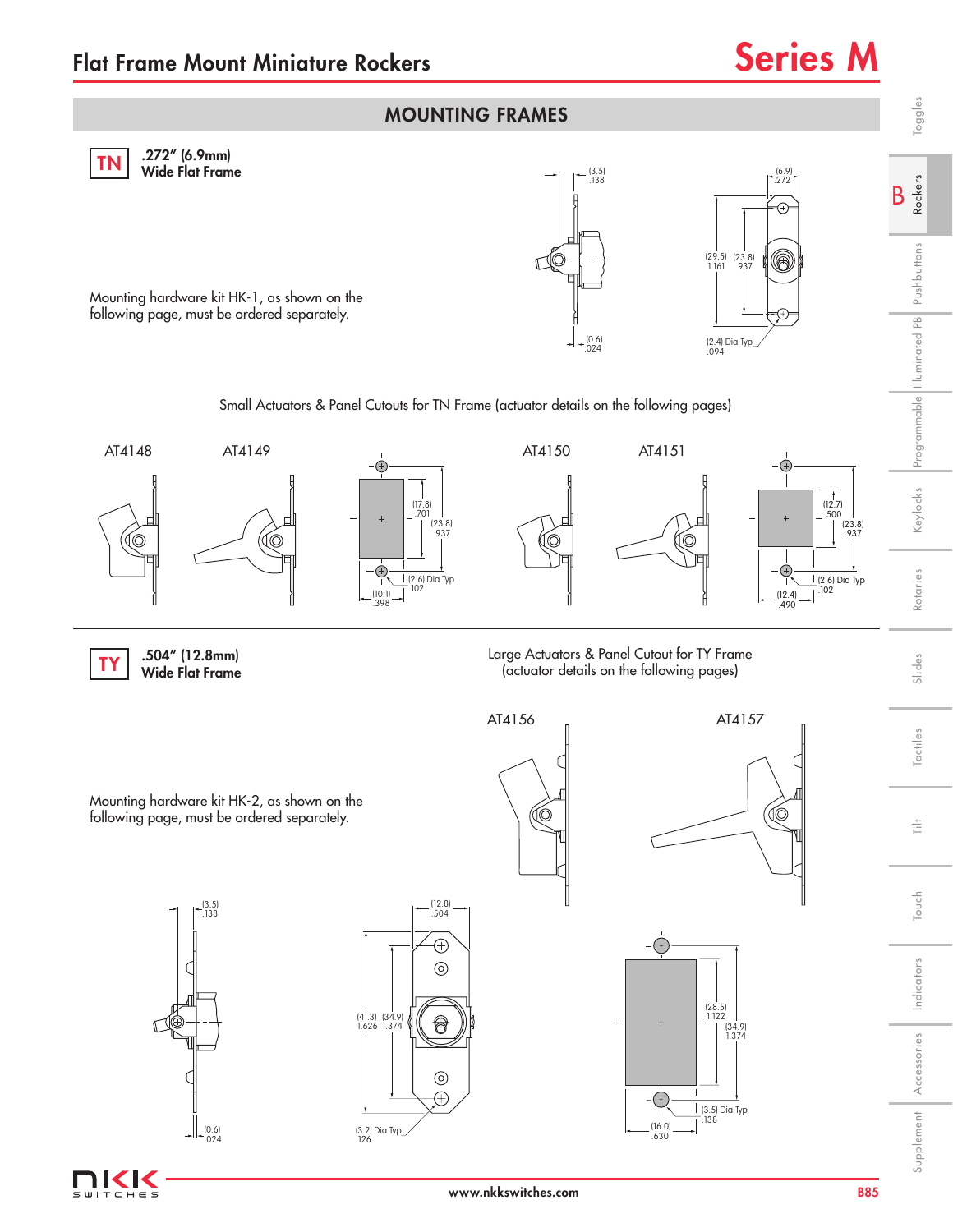# Flat Frame Mount Miniature Rockers

## Series M

## MOUNTING FRAMES

### TN .272" (6.9mm) Wide Flat Frame

Mounting hardware kit HK-1, as shown on the following page, must be ordered separately.

(3.5) .138

(0.6) .024

(6.9) .272

(29.5) 1.161

(23.8) .937

(2.4) Dia Typ .094

Small Actuators & Panel Cutouts for TN Frame (actuator details on the following pages)

AT4148 AT4149

(17.8) .701

(23.8) .937

(2.6) Dia Typ .102

(10.1) .398

AT4150 AT4151

(12.7) .500

(23.8) .937

(2.6) Dia Typ .102

(12.4) .490

### TY .504" (12.8mm) Wide Flat Frame

Mounting hardware kit HK-2, as shown on the following page, must be ordered separately.

Large Actuators & Panel Cutout for TY Frame (actuator details on the following pages)

AT4156 AT4157

(3.5) .138

(0.6) .024

(12.8) .504

(41.3) 1.626

(34.9) 1.374

(3.2) Dia Typ .126

(28.5) 1.122

(34.9) 1.374

(3.5) Dia Typ .138

(16.0) .630

www.nkkswitches.com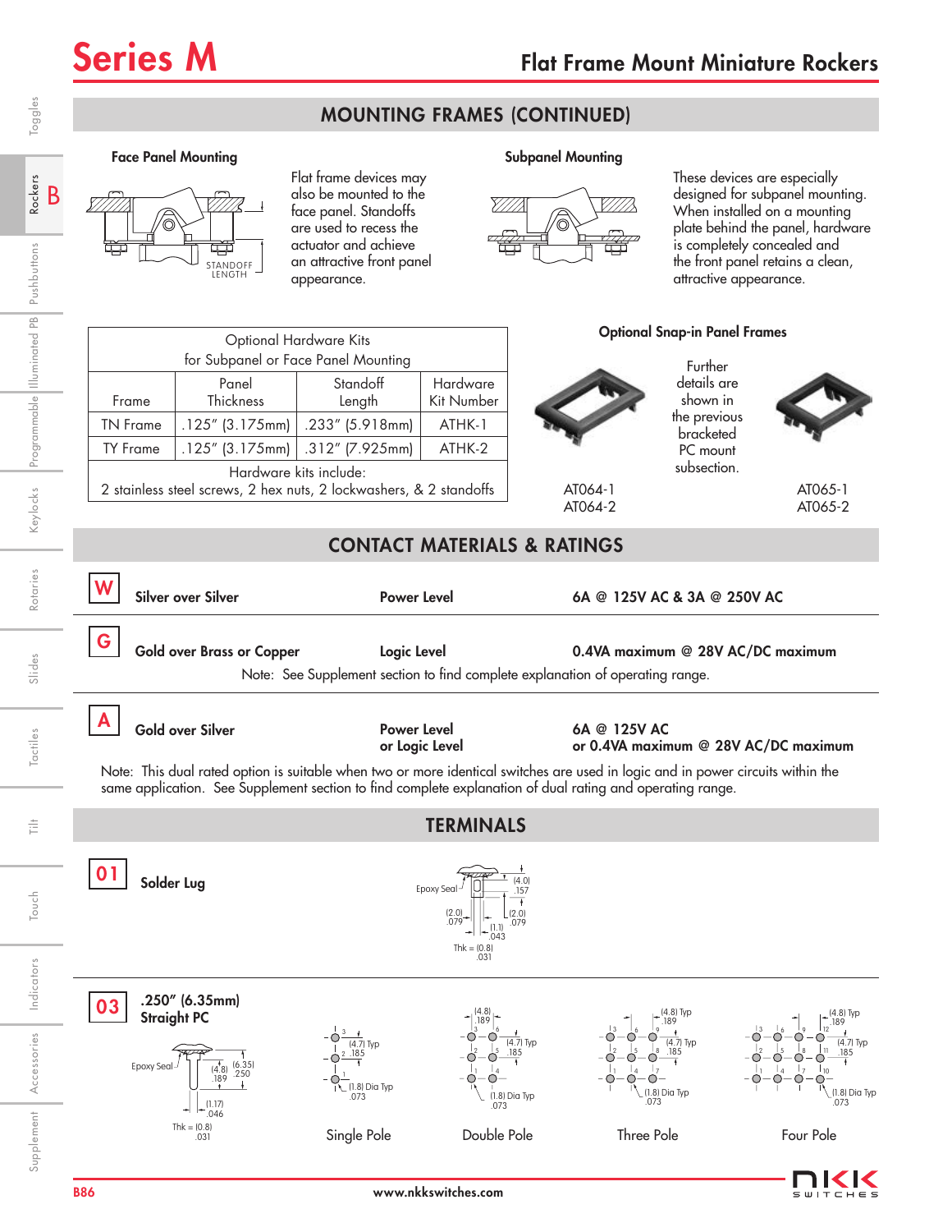## MOUNTING FRAMES (CONTINUED)

### Face Panel Mounting

STANDOFF LENGTH

Flat frame devices may also be mounted to the face panel. Standoffs are used to recess the actuator and achieve an attractive front panel appearance.

### Subpanel Mounting

These devices are especially designed for subpanel mounting. When installed on a mounting plate behind the panel, hardware is completely concealed and the front panel retains a clean, attractive appearance.

| Optional Hardware Kits for Subpanel or Face Panel Mounting | | | |
|---|---|---|---|
| Frame | Panel Thickness | Standoff Length | Hardware Kit Number |
| TN Frame | .125″ (3.175mm) | .233″ (5.918mm) | ATHK-1 |
| TY Frame | .125″ (3.175mm) | .312″ (7.925mm) | ATHK-2 |
| Hardware kits include: 2 stainless steel screws, 2 hex nuts, 2 lockwashers, & 2 standoffs | | | |

### Optional Snap-in Panel Frames

Further details are shown in the previous bracketed PC mount subsection.

AT064-1
AT064-2

AT065-1
AT065-2

## CONTACT MATERIALS & RATINGS

| Code | Material | Level | Rating |
|---|---|---|---|
| **W** | **Silver over Silver** | **Power Level** | **6A @ 125V AC & 3A @ 250V AC** |
| **G** | **Gold over Brass or Copper** | **Logic Level** | **0.4VA maximum @ 28V AC/DC maximum** |
| **A** | **Gold over Silver** | **Power Level or Logic Level** | **6A @ 125V AC or 0.4VA maximum @ 28V AC/DC maximum** |

G — Note: See Supplement section to find complete explanation of operating range.

A — Note: This dual rated option is suitable when two or more identical switches are used in logic and in power circuits within the same application. See Supplement section to find complete explanation of dual rating and operating range.

## TERMINALS

**01** **Solder Lug**

Epoxy Seal; (4.0) .157; (2.0) .079; (2.0) .079; (1.1) .043; Thk = (0.8) .031

**03** **.250″ (6.35mm) Straight PC**

Epoxy Seal; (4.8) .189; (6.35) .250; (1.17) .046; Thk = (0.8) .031

Single Pole: (4.7) Typ .185; (1.8) Dia Typ .073

Double Pole: (4.8) .189; (4.7) Typ .185; (1.8) Dia Typ .073

Three Pole: (4.8) Typ .189; (4.7) Typ .185; (1.8) Dia Typ .073

Four Pole: (4.8) Typ .189; (4.7) Typ .185; (1.8) Dia Typ .073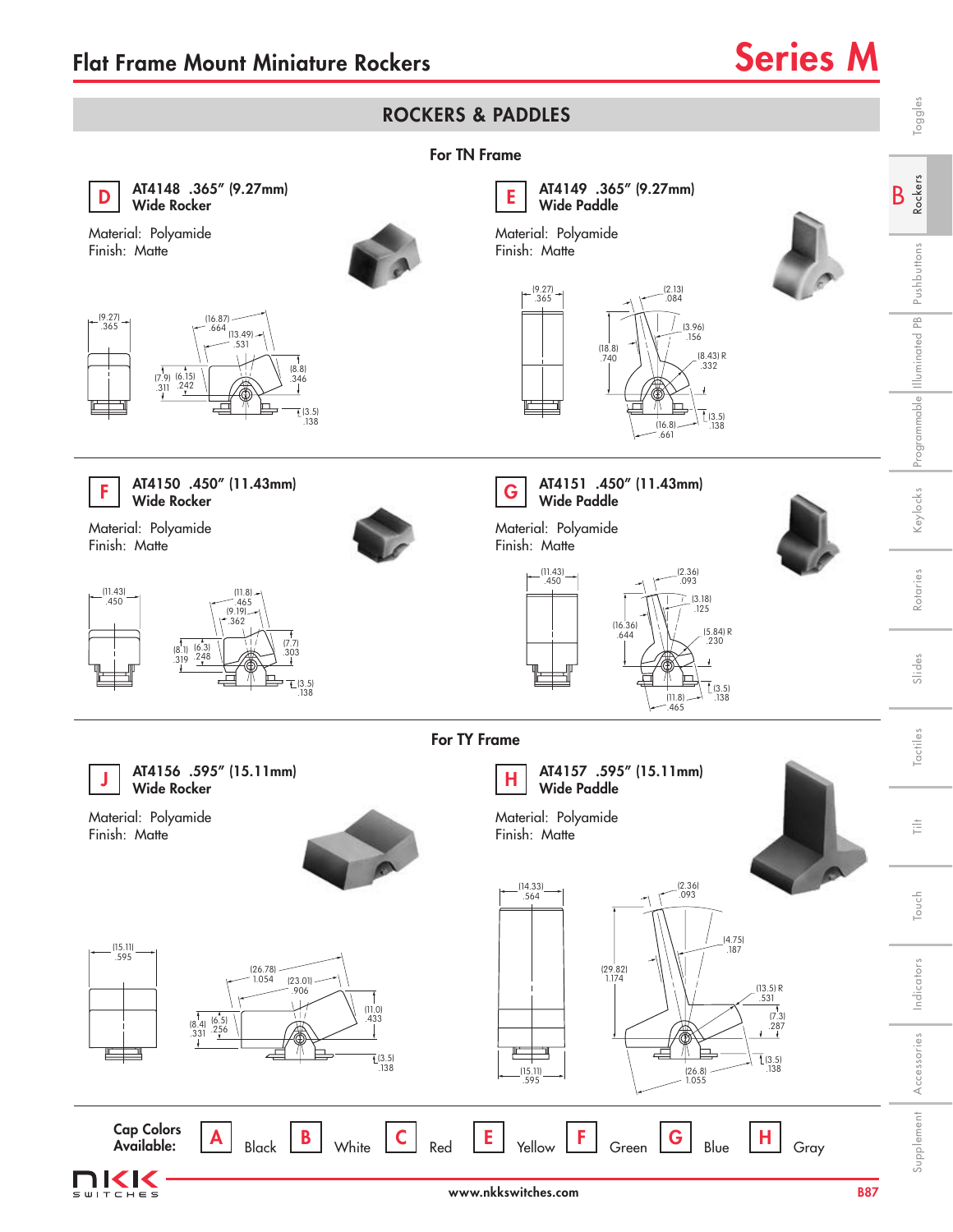# Flat Frame Mount Miniature Rockers

## Series M

## ROCKERS & PADDLES

### For TN Frame

**D** **AT4148 .365" (9.27mm) Wide Rocker**

Material: Polyamide
Finish: Matte

(9.27) .365 | (16.87) .664 | (13.49) .531 | (8.8) .346 | (7.9) .311 | (6.15) .242 | (3.5) .138

**E** **AT4149 .365" (9.27mm) Wide Paddle**

Material: Polyamide
Finish: Matte

(9.27) .365 | (2.13) .084 | (3.96) .156 | (18.8) .740 | (8.43) R .332 | (3.5) .138 | (16.8) .661

**F** **AT4150 .450" (11.43mm) Wide Rocker**

Material: Polyamide
Finish: Matte

(11.43) .450 | (11.8) .465 | (9.19) .362 | (8.1) .319 | (6.3) .248 | (7.7) .303 | (3.5) .138

**G** **AT4151 .450" (11.43mm) Wide Paddle**

Material: Polyamide
Finish: Matte

(11.43) .450 | (2.36) .093 | (3.18) .125 | (16.36) .644 | (5.84) R .230 | (3.5) .138 | (11.8) .465

### For TY Frame

**J** **AT4156 .595" (15.11mm) Wide Rocker**

Material: Polyamide
Finish: Matte

(15.11) .595 | (26.78) 1.054 | (23.01) .906 | (11.0) .433 | (8.4) .331 | (6.5) .256 | (3.5) .138

**H** **AT4157 .595" (15.11mm) Wide Paddle**

Material: Polyamide
Finish: Matte

(14.33) .564 | (2.36) .093 | (4.75) .187 | (29.82) 1.174 | (13.5) R .531 | (7.3) .287 | (3.5) .138 | (15.11) .595 | (26.8) 1.055

**Cap Colors Available:** **A** Black **B** White **C** Red **E** Yellow **F** Green **G** Blue **H** Gray

www.nkkswitches.com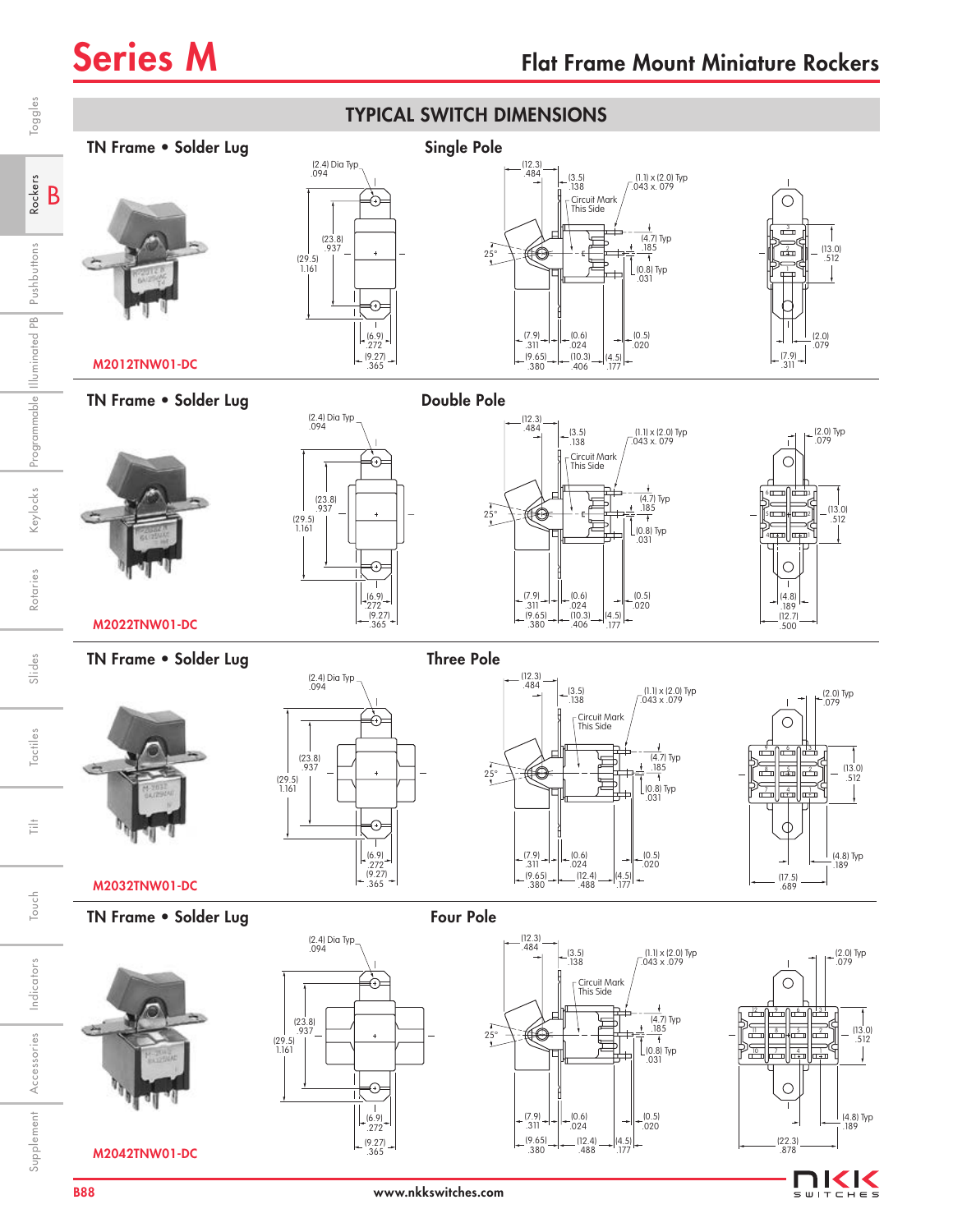# TYPICAL SWITCH DIMENSIONS

## TN Frame • Solder Lug — Single Pole

M2012TNW01-DC

(2.4) Dia Typ .094
(23.8) .937
(29.5) 1.161
(6.9) .272
(9.27) .365
(12.3) .484
(3.5) .138
(1.1) x (2.0) Typ .043 x .079
Circuit Mark This Side
(4.7) Typ .185
(0.8) Typ .031
25°
(7.9) .311
(9.65) .380
(0.6) .024
(10.3) .406
(0.5) .020
(4.5) .177
(13.0) .512
(2.0) .079
(7.9) .311

## TN Frame • Solder Lug — Double Pole

M2022TNW01-DC

(2.4) Dia Typ .094
(23.8) .937
(29.5) 1.161
(6.9) .272
(9.27) .365
(12.3) .484
(3.5) .138
(1.1) x (2.0) Typ .043 x .079
Circuit Mark This Side
(4.7) Typ .185
(0.8) Typ .031
25°
(7.9) .311
(9.65) .380
(0.6) .024
(10.3) .406
(0.5) .020
(4.5) .177
(2.0) Typ .079
(13.0) .512
(4.8) .189
(12.7) .500

## TN Frame • Solder Lug — Three Pole

M2032TNW01-DC

(2.4) Dia Typ .094
(23.8) .937
(29.5) 1.161
(6.9) .272
(9.27) .365
(12.3) .484
(3.5) .138
(1.1) x (2.0) Typ .043 x .079
Circuit Mark This Side
(4.7) Typ .185
(0.8) Typ .031
25°
(7.9) .311
(9.65) .380
(0.6) .024
(12.4) .488
(0.5) .020
(4.5) .177
(2.0) Typ .079
(13.0) .512
(4.8) Typ .189
(17.5) .689

## TN Frame • Solder Lug — Four Pole

M2042TNW01-DC

(2.4) Dia Typ .094
(23.8) .937
(29.5) 1.161
(6.9) .272
(9.27) .365
(12.3) .484
(3.5) .138
(1.1) x (2.0) Typ .043 x .079
Circuit Mark This Side
(4.7) Typ .185
(0.8) Typ .031
25°
(7.9) .311
(9.65) .380
(0.6) .024
(12.4) .488
(0.5) .020
(4.5) .177
(2.0) Typ .079
(13.0) .512
(4.8) Typ .189
(22.3) .878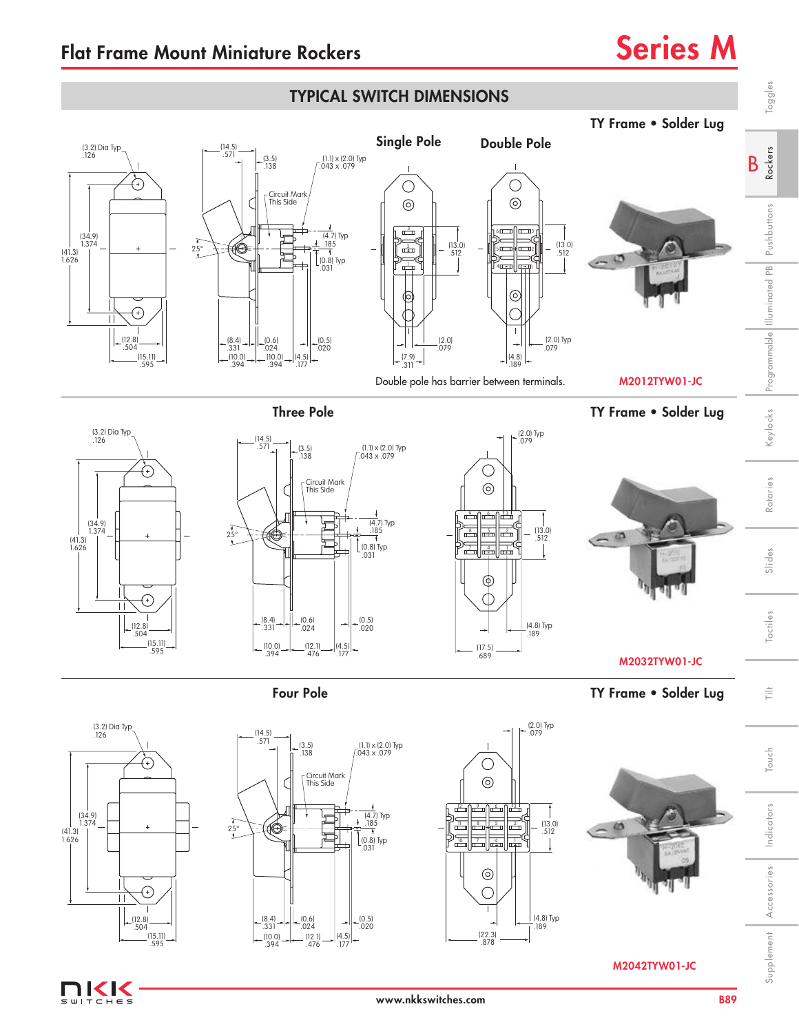# Flat Frame Mount Miniature Rockers

# Series M

## TYPICAL SWITCH DIMENSIONS

### TY Frame • Solder Lug

**Single Pole** **Double Pole**

(3.2) Dia Typ .126

(14.5) .571

(3.5) .138

(1.1) x (2.0) Typ .043 x .079

Circuit Mark This Side

(34.9) 1.374

(41.3) 1.626

25°

(4.7) Typ .185

(0.8) Typ .031

(13.0) .512

(12.8) .504

(15.11) .595

(8.4) .331

(0.6) .024

(0.5) .020

(10.0) .394

(10.0) .394

(4.5) .177

(2.0) .079

(7.9) .311

(2.0) Typ .079

(4.8) .189

Double pole has barrier between terminals.

M2012TYW01-JC

### Three Pole

### TY Frame • Solder Lug

(3.2) Dia Typ .126

(14.5) .571

(3.5) .138

(1.1) x (2.0) Typ .043 x .079

Circuit Mark This Side

(2.0) Typ .079

(34.9) 1.374

(41.3) 1.626

25°

(4.7) Typ .185

(0.8) Typ .031

(13.0) .512

(12.8) .504

(15.11) .595

(8.4) .331

(0.6) .024

(0.5) .020

(10.0) .394

(12.1) .476

(4.5) .177

(4.8) Typ .189

(17.5) .689

M2032TYW01-JC

### Four Pole

### TY Frame • Solder Lug

(3.2) Dia Typ .126

(14.5) .571

(3.5) .138

(1.1) x (2.0) Typ .043 x .079

Circuit Mark This Side

(2.0) Typ .079

(34.9) 1.374

(41.3) 1.626

25°

(4.7) Typ .185

(0.8) Typ .031

(13.0) .512

(12.8) .504

(15.11) .595

(8.4) .331

(0.6) .024

(0.5) .020

(10.0) .394

(12.1) .476

(4.5) .177

(4.8) Typ .189

(22.3) .878

M2042TYW01-JC

www.nkkswitches.com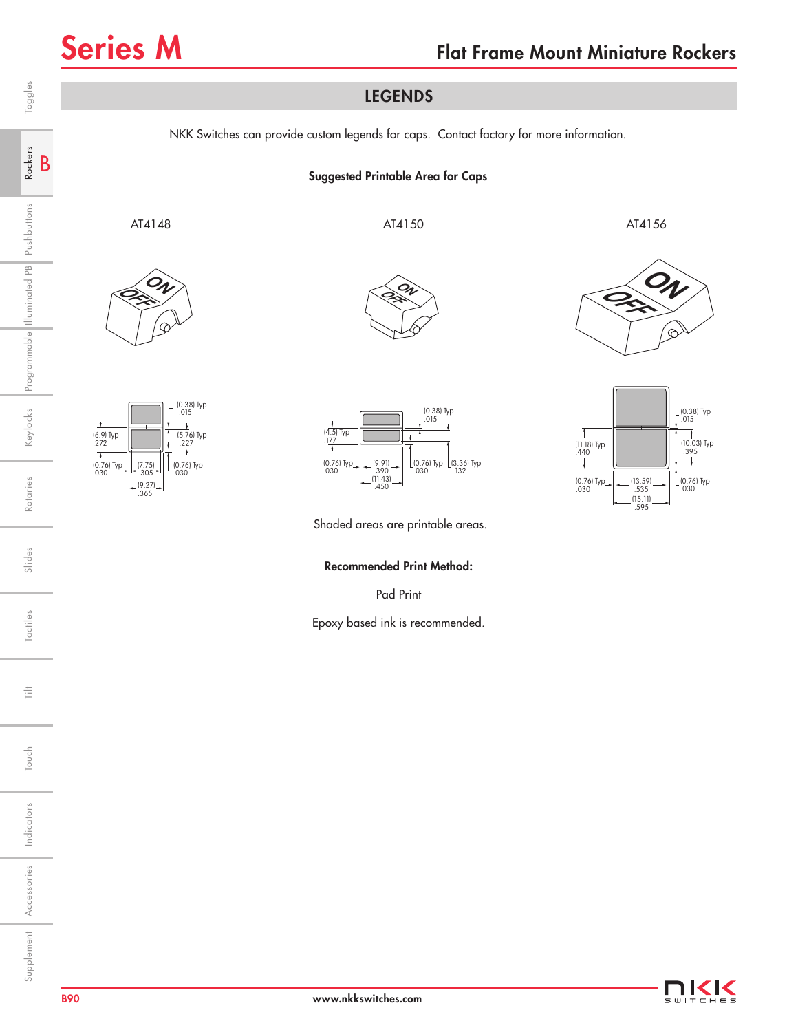## LEGENDS

NKK Switches can provide custom legends for caps. Contact factory for more information.

**Suggested Printable Area for Caps**

AT4148

(0.38) Typ
.015
(6.9) Typ
.272
(5.76) Typ
.227
(0.76) Typ
.030
(7.75)
.305
(0.76) Typ
.030
(9.27)
.365

AT4150

(0.38) Typ
.015
(4.5) Typ
.177
(0.76) Typ
.030
(9.91)
.390
(11.43)
.450
(0.76) Typ
.030
(3.36) Typ
.132

AT4156

(0.38) Typ
.015
(11.18) Typ
.440
(10.03) Typ
.395
(0.76) Typ
.030
(13.59)
.535
(15.11)
.595
(0.76) Typ
.030

Shaded areas are printable areas.

**Recommended Print Method:**

Pad Print

Epoxy based ink is recommended.